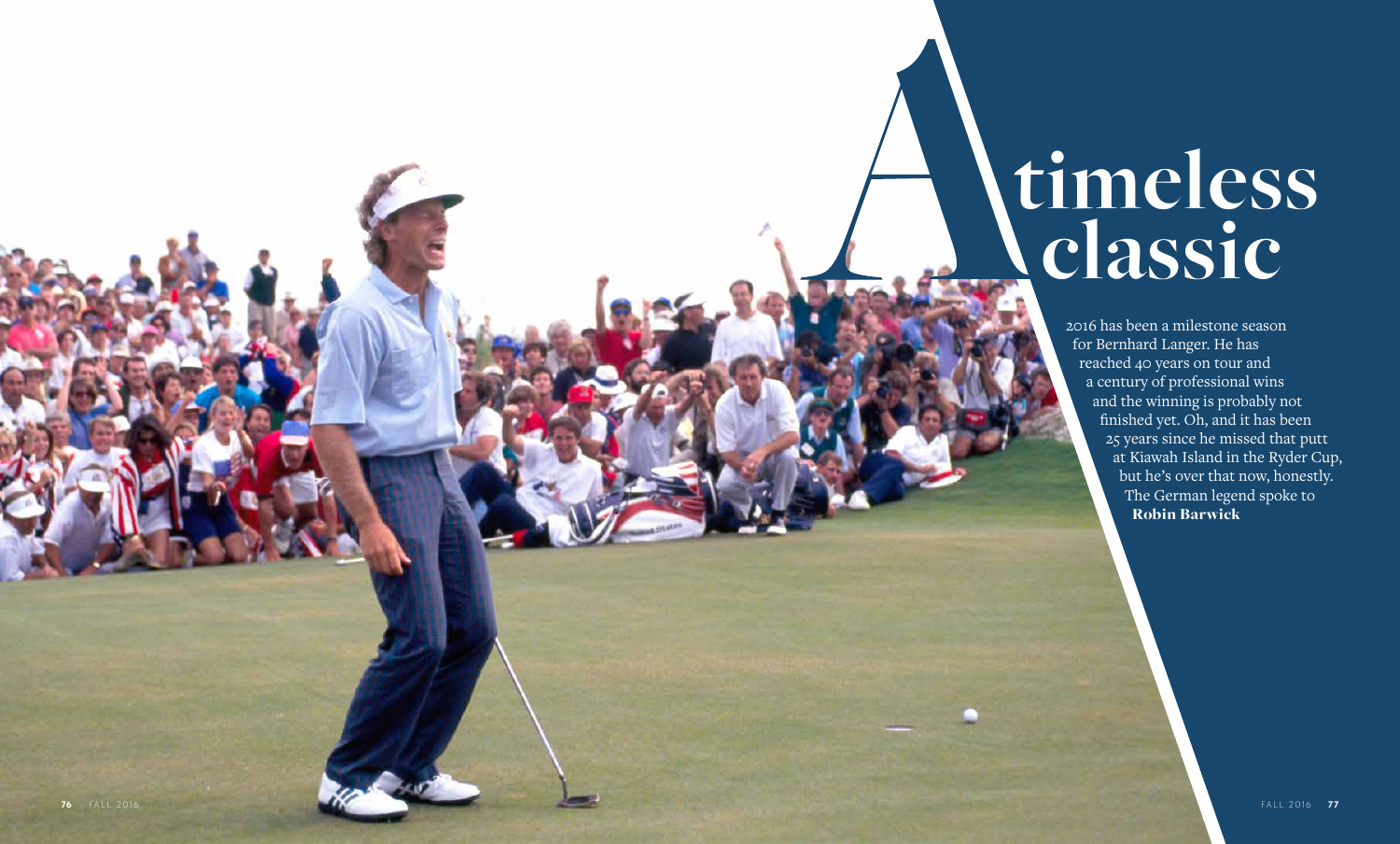# A timeless classic

2016 has been a milestone season for Bernhard Langer. He has reached 40 years on tour and a century of professional wins and the winning is probably not finished yet. Oh, and it has been 25 years since he missed that putt at Kiawah Island in the Ryder Cup, but he's over that now, honestly. The German legend spoke to **Robin Barwick**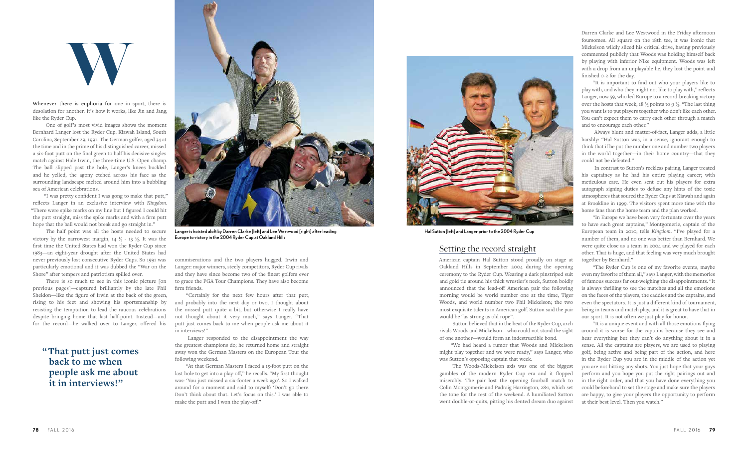# W

Whenever there is euphoria for one in sport, there is desolation for another. It's how it works, like Jin and Jang, like the Ryder Cup.

One of golf's most vivid images shows the moment Bernhard Langer lost the Ryder Cup. Kiawah Island, South Carolina, September 29, 1991. The German golfer, aged 34 at the time and in the prime of his distinguished career, missed a six-foot putt on the final green to half his decisive singles match against Hale Irwin, the three-time U.S. Open champ. The ball slipped past the hole, Langer's knees buckled and he yelled, the agony etched across his face as the surrounding landscape melted around him into a bubbling sea of American celebrations.

"I was pretty confident I was gong to make that putt," reflects Langer in an exclusive interview with *Kingdom*. "There were spike marks on my line but I figured I could hit the putt straight, miss the spike marks and with a firm putt hope that the ball would not break and go straight in."

The half point was all the hosts needed to secure victory by the narrowest margin, 14 ½ - 13 ½. It was the first time the United States had won the Ryder Cup since 1983—an eight-year drought after the United States had never previously lost consecutive Ryder Cups. So 1991 was particularly emotional and it was dubbed the "War on the Shore" after tempers and patriotism spilled over.

There is so much to see in this iconic picture [on previous pages]—captured brilliantly by the late Phil Sheldon—like the figure of Irwin at the back of the green, rising to his feet and showing his sportsmanship by resisting the temptation to lead the raucous celebrations despite bringing home that last half-point. Instead—and for the record—he walked over to Langer, offered his commiserations and the two players hugged. Irwin and Langer: major winners, steely competitors, Ryder Cup rivals and they have since become two of the finest golfers ever to grace the PGA Tour Champions. They have also become firm friends.

> **"That putt just comes back to me when people ask me about it in interviews!"**

Langer is hoisted aloft by Darren Clarke [left] and Lee Westwood [right] after leading Europe to victory in the 2004 Ryder Cup at Oakland Hills

"Certainly for the next few hours after that putt, and probably into the next day or two, I thought about the missed putt quite a bit, but otherwise I really have not thought about it very much," says Langer. "That putt just comes back to me when people ask me about it in interviews!"

Langer responded to the disappointment the way the greatest champions do; he returned home and straight away won the German Masters on the European Tour the following weekend.

"At that German Masters I faced a 15-foot putt on the last hole to get into a play-off," he recalls. "My first thought was: 'You just missed a six-footer a week ago'. So I walked around for a moment and said to myself: 'Don't go there. Don't think about that. Let's focus on this.' I was able to make the putt and I won the play-off."

Hal Sutton [left] and Langer prior to the 2004 Ryder Cup

## Setting the record straight

American captain Hal Sutton stood proudly on stage at Oakland Hills in September 2004 during the opening ceremony to the Ryder Cup. Wearing a dark pinstriped suit and gold tie around his thick wrestler's neck, Sutton boldly announced that the lead-off American pair the following morning would be world number one at the time, Tiger Woods, and world number two Phil Mickelson; the two most exquisite talents in American golf. Sutton said the pair would be "as strong as old rope".

Sutton believed that in the heat of the Ryder Cup, arch rivals Woods and Mickelson—who could not stand the sight of one another—would form an indestructible bond.

"We had heard a rumor that Woods and Mickelson might play together and we were ready," says Langer, who was Sutton's opposing captain that week.

The Woods-Mickelson axis was one of the biggest gambles of the modern Ryder Cup era and it flopped miserably. The pair lost the opening fourball match to Colin Montgomerie and Padraig Harrington, 2&1, which set the tone for the rest of the weekend. A humiliated Sutton went double-or-quits, pitting his dented dream duo against Darren Clarke and Lee Westwood in the Friday afternoon foursomes. All square on the 18th tee, it was ironic that Mickelson wildly sliced his critical drive, having previously commented publicly that Woods was holding himself back by playing with inferior Nike equipment. Woods was left with a drop from an unplayable lie, they lost the point and finished 0-2 for the day.

"It is important to find out who your players like to play with, and who they might not like to play with," reflects Langer, now 59, who led Europe to a record-breaking victory over the hosts that week, 18 ½ points to 9 ½. "The last thing you want is to put players together who don't like each other. You can't expect them to carry each other through a match and to encourage each other."

Always blunt and matter-of-fact, Langer adds, a little harshly: "Hal Sutton was, in a sense, ignorant enough to think that if he put the number one and number two players in the world together—in their home country—that they could not be defeated."

In contrast to Sutton's reckless pairing, Langer treated his captaincy as he had his entire playing career; with meticulous care. He even sent out his players for extra autograph signing duties to defuse any hints of the toxic atmospheres that soured the Ryder Cups at Kiawah and again at Brookline in 1999. The visitors spent more time with the home fans than the home team and the plan worked.

"In Europe we have been very fortunate over the years to have such great captains," Montgomerie, captain of the European team in 2010, tells *Kingdom*. "I've played for a number of them, and no one was better than Bernhard. We were quite close as a team in 2004 and we played for each other. That is huge, and that feeling was very much brought together by Bernhard."

"The Ryder Cup is one of my favorite events, maybe even my favorite of them all," says Langer, with the memories of famous success far out-weighing the disappointments. "It is always thrilling to see the matches and all the emotions on the faces of the players, the caddies and the captains, and even the spectators. It is just a different kind of tournament, being in teams and match play, and it is great to have that in our sport. It is not often we just play for honor.

"It is a unique event and with all those emotions flying around it is worse for the captains because they see and hear everything but they can't do anything about it in a sense. All the captains are players, we are used to playing golf, being active and being part of the action, and here in the Ryder Cup you are in the middle of the action yet you are not hitting any shots. You just hope that your guys perform and you hope you put the right pairings out and in the right order, and that you have done everything you could beforehand to set the stage and make sure the players are happy, to give your players the opportunity to perform at their best level. Then you watch."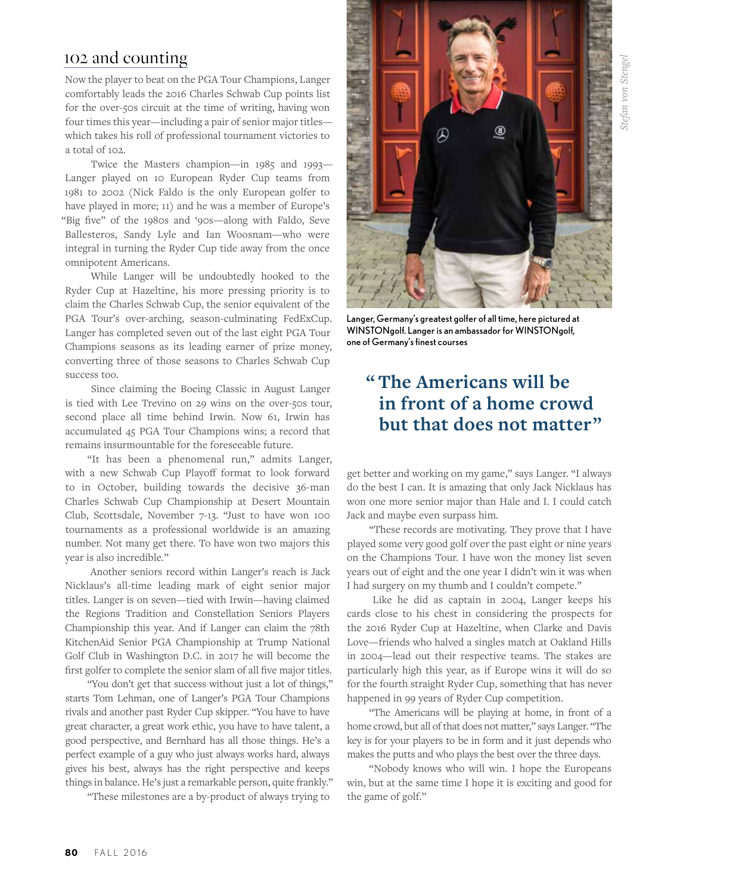## 102 and counting

Now the player to beat on the PGA Tour Champions, Langer comfortably leads the 2016 Charles Schwab Cup points list for the over-50s circuit at the time of writing, having won four times this year—including a pair of senior major titles—which takes his roll of professional tournament victories to a total of 102.

Twice the Masters champion—in 1985 and 1993—Langer played on 10 European Ryder Cup teams from 1981 to 2002 (Nick Faldo is the only European golfer to have played in more; 11) and he was a member of Europe's "Big five" of the 1980s and '90s—along with Faldo, Seve Ballesteros, Sandy Lyle and Ian Woosnam—who were integral in turning the Ryder Cup tide away from the once omnipotent Americans.

While Langer will be undoubtedly hooked to the Ryder Cup at Hazeltine, his more pressing priority is to claim the Charles Schwab Cup, the senior equivalent of the PGA Tour's over-arching, season-culminating FedExCup. Langer has completed seven out of the last eight PGA Tour Champions seasons as its leading earner of prize money, converting three of those seasons to Charles Schwab Cup success too.

Since claiming the Boeing Classic in August Langer is tied with Lee Trevino on 29 wins on the over-50s tour, second place all time behind Irwin. Now 61, Irwin has accumulated 45 PGA Tour Champions wins; a record that remains insurmountable for the foreseeable future.

"It has been a phenomenal run," admits Langer, with a new Schwab Cup Playoff format to look forward to in October, building towards the decisive 36-man Charles Schwab Cup Championship at Desert Mountain Club, Scottsdale, November 7-13. "Just to have won 100 tournaments as a professional worldwide is an amazing number. Not many get there. To have won two majors this year is also incredible."

Another seniors record within Langer's reach is Jack Nicklaus's all-time leading mark of eight senior major titles. Langer is on seven—tied with Irwin—having claimed the Regions Tradition and Constellation Seniors Players Championship this year. And if Langer can claim the 78th KitchenAid Senior PGA Championship at Trump National Golf Club in Washington D.C. in 2017 he will become the first golfer to complete the senior slam of all five major titles.

"You don't get that success without just a lot of things," starts Tom Lehman, one of Langer's PGA Tour Champions rivals and another past Ryder Cup skipper. "You have to have great character, a great work ethic, you have to have talent, a good perspective, and Bernhard has all those things. He's a perfect example of a guy who just always works hard, always gives his best, always has the right perspective and keeps things in balance. He's just a remarkable person, quite frankly."

"These milestones are a by-product of always trying to get better and working on my game," says Langer. "I always do the best I can. It is amazing that only Jack Nicklaus has won one more senior major than Hale and I. I could catch Jack and maybe even surpass him.

"These records are motivating. They prove that I have played some very good golf over the past eight or nine years on the Champions Tour. I have won the money list seven years out of eight and the one year I didn't win it was when I had surgery on my thumb and I couldn't compete."

Langer, Germany's greatest golfer of all time, here pictured at WINSTONgolf. Langer is an ambassador for WINSTONgolf, one of Germany's finest courses

**"The Americans will be in front of a home crowd but that does not matter"**

Like he did as captain in 2004, Langer keeps his cards close to his chest in considering the prospects for the 2016 Ryder Cup at Hazeltine, when Clarke and Davis Love—friends who halved a singles match at Oakland Hills in 2004—lead out their respective teams. The stakes are particularly high this year, as if Europe wins it will do so for the fourth straight Ryder Cup, something that has never happened in 99 years of Ryder Cup competition.

"The Americans will be playing at home, in front of a home crowd, but all of that does not matter," says Langer. "The key is for your players to be in form and it just depends who makes the putts and who plays the best over the three days.

"Nobody knows who will win. I hope the Europeans win, but at the same time I hope it is exciting and good for the game of golf."